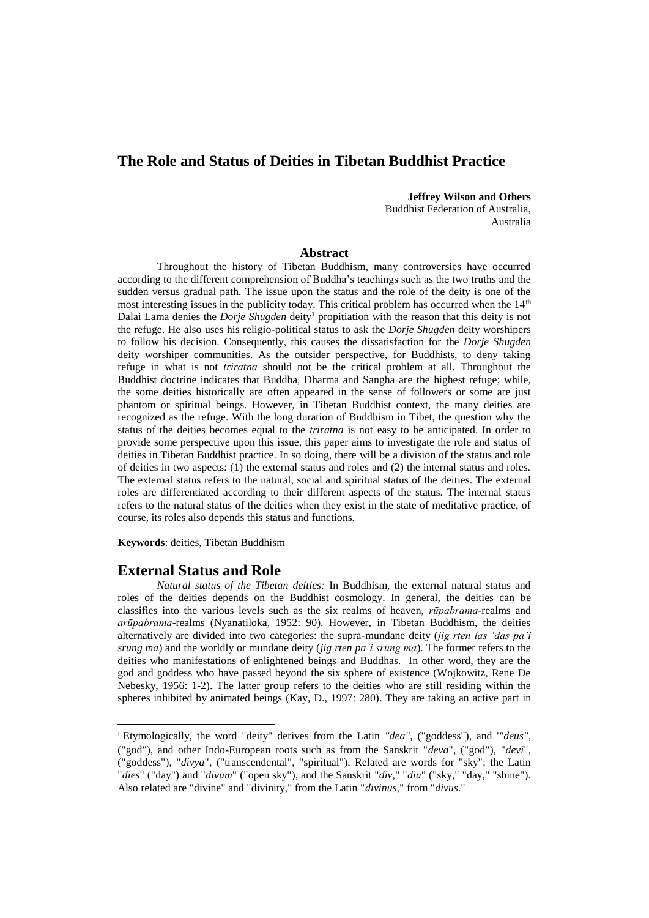# The Role and Status of Deities in Tibetan Buddhist Practice

**Jeffrey Wilson and Others**
Buddhist Federation of Australia,
Australia

## Abstract

Throughout the history of Tibetan Buddhism, many controversies have occurred according to the different comprehension of Buddha's teachings such as the two truths and the sudden versus gradual path. The issue upon the status and the role of the deity is one of the most interesting issues in the publicity today. This critical problem has occurred when the 14th Dalai Lama denies the *Dorje Shugden* deity[1] propitiation with the reason that this deity is not the refuge. He also uses his religio-political status to ask the *Dorje Shugden* deity worshipers to follow his decision. Consequently, this causes the dissatisfaction for the *Dorje Shugden* deity worshiper communities. As the outsider perspective, for Buddhists, to deny taking refuge in what is not *triratna* should not be the critical problem at all. Throughout the Buddhist doctrine indicates that Buddha, Dharma and Sangha are the highest refuge; while, the some deities historically are often appeared in the sense of followers or some are just phantom or spiritual beings. However, in Tibetan Buddhist context, the many deities are recognized as the refuge. With the long duration of Buddhism in Tibet, the question why the status of the deities becomes equal to the *triratna* is not easy to be anticipated. In order to provide some perspective upon this issue, this paper aims to investigate the role and status of deities in Tibetan Buddhist practice. In so doing, there will be a division of the status and role of deities in two aspects: (1) the external status and roles and (2) the internal status and roles. The external status refers to the natural, social and spiritual status of the deities. The external roles are differentiated according to their different aspects of the status. The internal status refers to the natural status of the deities when they exist in the state of meditative practice, of course, its roles also depends this status and functions.

**Keywords**: deities, Tibetan Buddhism

## External Status and Role

*Natural status of the Tibetan deities:* In Buddhism, the external natural status and roles of the deities depends on the Buddhist cosmology. In general, the deities can be classifies into the various levels such as the six realms of heaven, *rūpabrama*-realms and *arūpabrama*-realms (Nyanatiloka, 1952: 90). However, in Tibetan Buddhism, the deities alternatively are divided into two categories: the supra-mundane deity (*jig rten las 'das pa'i srung ma*) and the worldly or mundane deity (*jig rten pa'i srung ma*). The former refers to the deities who manifestations of enlightened beings and Buddhas. In other word, they are the god and goddess who have passed beyond the six sphere of existence (Wojkowitz, Rene De Nebesky, 1956: 1-2). The latter group refers to the deities who are still residing within the spheres inhibited by animated beings (Kay, D., 1997: 280). They are taking an active part in

---

[1] Etymologically, the word "deity" derives from the Latin *"dea"*, ("goddess"), and *'"deus"*, ("god"), and other Indo-European roots such as from the Sanskrit "*deva*", ("god"), "*devi*", ("goddess"), "*divya*", ("transcendental", "spiritual"). Related are words for "sky": the Latin "*dies*" ("day") and "*divum*" ("open sky"), and the Sanskrit "*div*," "*diu*" ("sky," "day," "shine"). Also related are "divine" and "divinity," from the Latin "*divinus*," from "*divus*."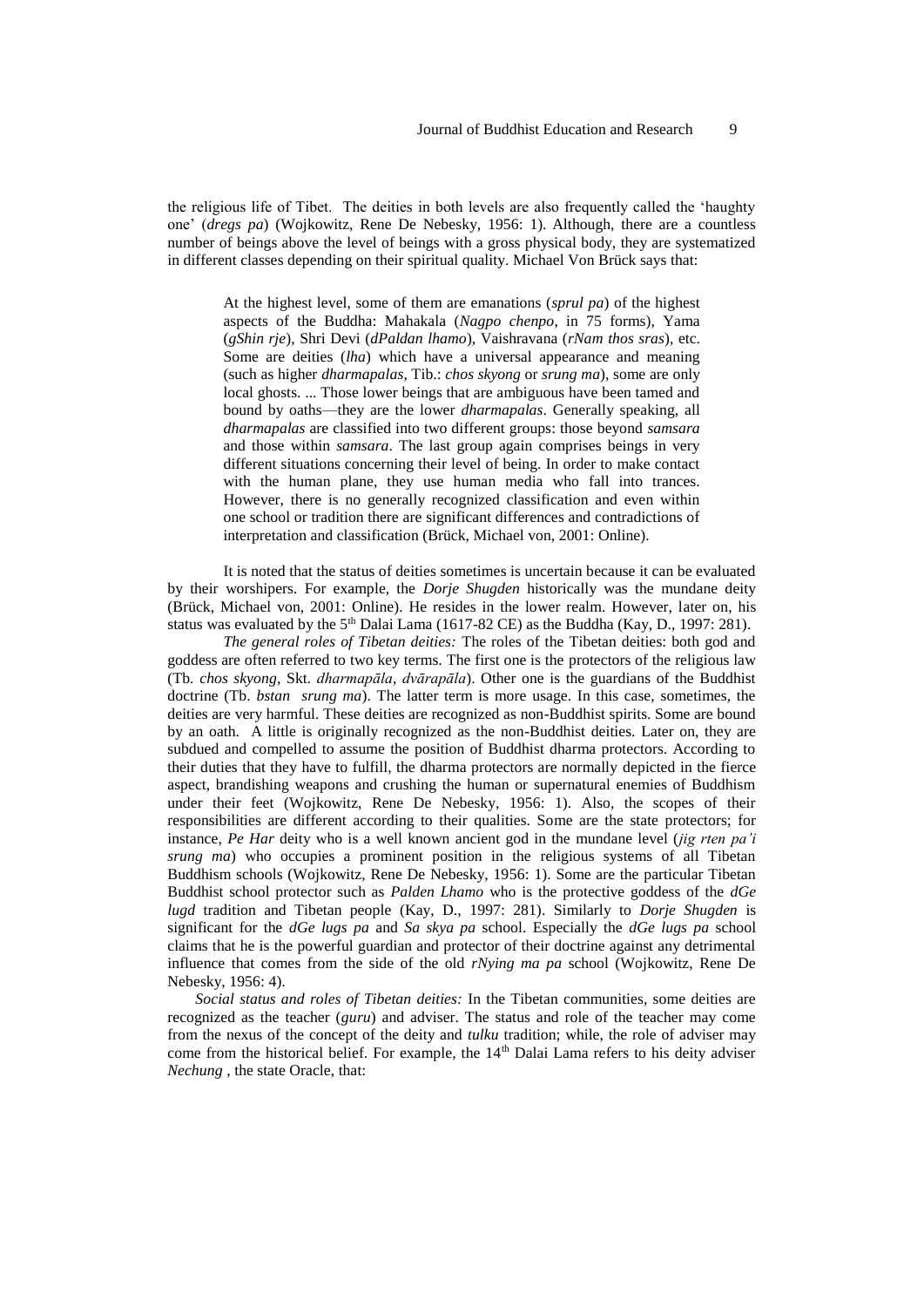the religious life of Tibet. The deities in both levels are also frequently called the 'haughty one' (*dregs pa*) (Wojkowitz, Rene De Nebesky, 1956: 1). Although, there are a countless number of beings above the level of beings with a gross physical body, they are systematized in different classes depending on their spiritual quality. Michael Von Brück says that:

> At the highest level, some of them are emanations (*sprul pa*) of the highest aspects of the Buddha: Mahakala (*Nagpo chenpo*, in 75 forms), Yama (*gShin rje*), Shri Devi (*dPaldan lhamo*), Vaishravana (*rNam thos sras*), etc. Some are deities (*lha*) which have a universal appearance and meaning (such as higher *dharmapalas*, Tib.: *chos skyong* or *srung ma*), some are only local ghosts. ... Those lower beings that are ambiguous have been tamed and bound by oaths—they are the lower *dharmapalas*. Generally speaking, all *dharmapalas* are classified into two different groups: those beyond *samsara* and those within *samsara*. The last group again comprises beings in very different situations concerning their level of being. In order to make contact with the human plane, they use human media who fall into trances. However, there is no generally recognized classification and even within one school or tradition there are significant differences and contradictions of interpretation and classification (Brück, Michael von, 2001: Online).

It is noted that the status of deities sometimes is uncertain because it can be evaluated by their worshipers. For example, the *Dorje Shugden* historically was the mundane deity (Brück, Michael von, 2001: Online). He resides in the lower realm. However, later on, his status was evaluated by the 5th Dalai Lama (1617-82 CE) as the Buddha (Kay, D., 1997: 281).

*The general roles of Tibetan deities:* The roles of the Tibetan deities: both god and goddess are often referred to two key terms. The first one is the protectors of the religious law (Tb. *chos skyong*, Skt. *dharmapāla*, *dvārapāla*). Other one is the guardians of the Buddhist doctrine (Tb. *bstan srung ma*). The latter term is more usage. In this case, sometimes, the deities are very harmful. These deities are recognized as non-Buddhist spirits. Some are bound by an oath. A little is originally recognized as the non-Buddhist deities. Later on, they are subdued and compelled to assume the position of Buddhist dharma protectors. According to their duties that they have to fulfill, the dharma protectors are normally depicted in the fierce aspect, brandishing weapons and crushing the human or supernatural enemies of Buddhism under their feet (Wojkowitz, Rene De Nebesky, 1956: 1). Also, the scopes of their responsibilities are different according to their qualities. Some are the state protectors; for instance, *Pe Har* deity who is a well known ancient god in the mundane level (*jig rten pa'i srung ma*) who occupies a prominent position in the religious systems of all Tibetan Buddhism schools (Wojkowitz, Rene De Nebesky, 1956: 1). Some are the particular Tibetan Buddhist school protector such as *Palden Lhamo* who is the protective goddess of the *dGe lugd* tradition and Tibetan people (Kay, D., 1997: 281). Similarly to *Dorje Shugden* is significant for the *dGe lugs pa* and *Sa skya pa* school. Especially the *dGe lugs pa* school claims that he is the powerful guardian and protector of their doctrine against any detrimental influence that comes from the side of the old *rNying ma pa* school (Wojkowitz, Rene De Nebesky, 1956: 4).

*Social status and roles of Tibetan deities:* In the Tibetan communities, some deities are recognized as the teacher (*guru*) and adviser. The status and role of the teacher may come from the nexus of the concept of the deity and *tulku* tradition; while, the role of adviser may come from the historical belief. For example, the 14th Dalai Lama refers to his deity adviser *Nechung* , the state Oracle, that: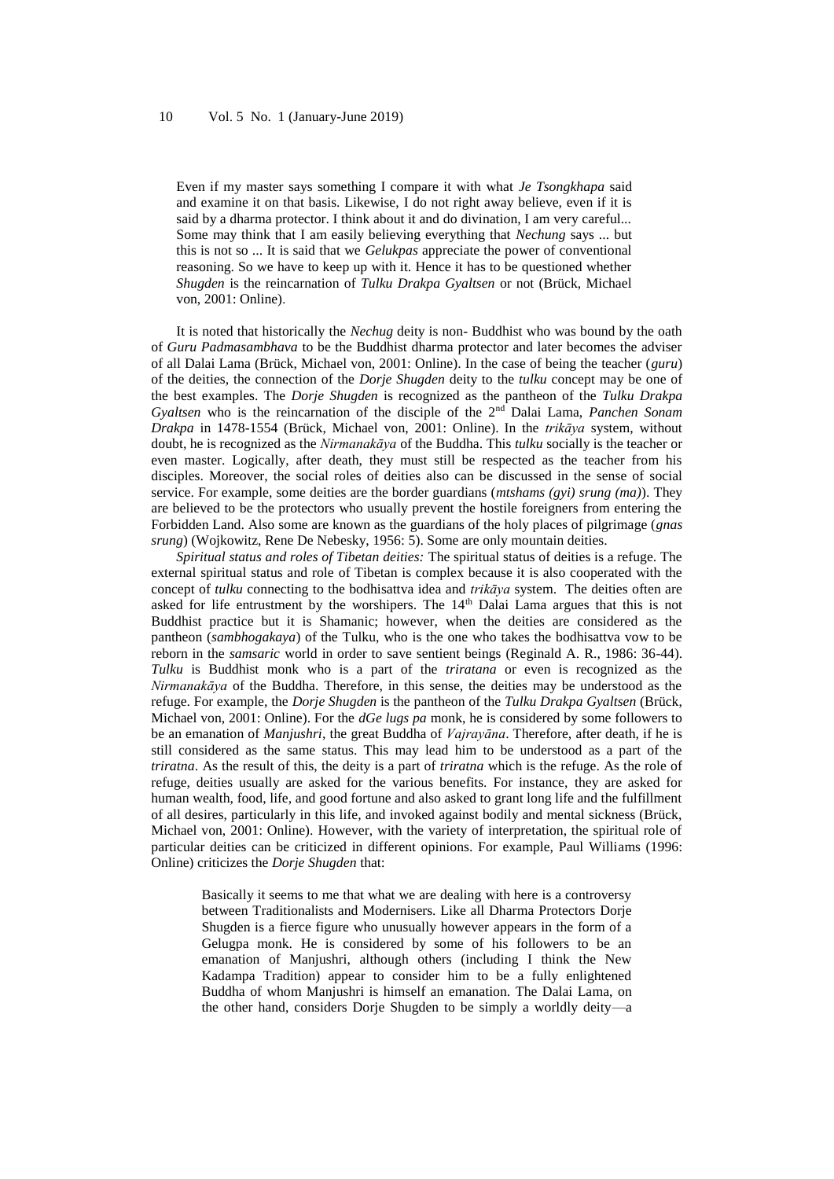> Even if my master says something I compare it with what *Je Tsongkhapa* said and examine it on that basis. Likewise, I do not right away believe, even if it is said by a dharma protector. I think about it and do divination, I am very careful... Some may think that I am easily believing everything that *Nechung* says ... but this is not so ... It is said that we *Gelukpas* appreciate the power of conventional reasoning. So we have to keep up with it. Hence it has to be questioned whether *Shugden* is the reincarnation of *Tulku Drakpa Gyaltsen* or not (Brück, Michael von, 2001: Online).

It is noted that historically the *Nechug* deity is non- Buddhist who was bound by the oath of *Guru Padmasambhava* to be the Buddhist dharma protector and later becomes the adviser of all Dalai Lama (Brück, Michael von, 2001: Online). In the case of being the teacher (*guru*) of the deities, the connection of the *Dorje Shugden* deity to the *tulku* concept may be one of the best examples. The *Dorje Shugden* is recognized as the pantheon of the *Tulku Drakpa Gyaltsen* who is the reincarnation of the disciple of the 2nd Dalai Lama, *Panchen Sonam Drakpa* in 1478-1554 (Brück, Michael von, 2001: Online). In the *trikāya* system, without doubt, he is recognized as the *Nirmanakāya* of the Buddha. This *tulku* socially is the teacher or even master. Logically, after death, they must still be respected as the teacher from his disciples. Moreover, the social roles of deities also can be discussed in the sense of social service. For example, some deities are the border guardians (*mtshams (gyi) srung (ma)*). They are believed to be the protectors who usually prevent the hostile foreigners from entering the Forbidden Land. Also some are known as the guardians of the holy places of pilgrimage (*gnas srung*) (Wojkowitz, Rene De Nebesky, 1956: 5). Some are only mountain deities.

*Spiritual status and roles of Tibetan deities:* The spiritual status of deities is a refuge. The external spiritual status and role of Tibetan is complex because it is also cooperated with the concept of *tulku* connecting to the bodhisattva idea and *trikāya* system. The deities often are asked for life entrustment by the worshipers. The 14th Dalai Lama argues that this is not Buddhist practice but it is Shamanic; however, when the deities are considered as the pantheon (*sambhogakaya*) of the Tulku, who is the one who takes the bodhisattva vow to be reborn in the *samsaric* world in order to save sentient beings (Reginald A. R., 1986: 36-44). *Tulku* is Buddhist monk who is a part of the *triratana* or even is recognized as the *Nirmanakāya* of the Buddha. Therefore, in this sense, the deities may be understood as the refuge. For example, the *Dorje Shugden* is the pantheon of the *Tulku Drakpa Gyaltsen* (Brück, Michael von, 2001: Online). For the *dGe lugs pa* monk, he is considered by some followers to be an emanation of *Manjushri*, the great Buddha of *Vajrayāna*. Therefore, after death, if he is still considered as the same status. This may lead him to be understood as a part of the *triratna*. As the result of this, the deity is a part of *triratna* which is the refuge. As the role of refuge, deities usually are asked for the various benefits. For instance, they are asked for human wealth, food, life, and good fortune and also asked to grant long life and the fulfillment of all desires, particularly in this life, and invoked against bodily and mental sickness (Brück, Michael von, 2001: Online). However, with the variety of interpretation, the spiritual role of particular deities can be criticized in different opinions. For example, Paul Williams (1996: Online) criticizes the *Dorje Shugden* that:

> Basically it seems to me that what we are dealing with here is a controversy between Traditionalists and Modernisers. Like all Dharma Protectors Dorje Shugden is a fierce figure who unusually however appears in the form of a Gelugpa monk. He is considered by some of his followers to be an emanation of Manjushri, although others (including I think the New Kadampa Tradition) appear to consider him to be a fully enlightened Buddha of whom Manjushri is himself an emanation. The Dalai Lama, on the other hand, considers Dorje Shugden to be simply a worldly deity—a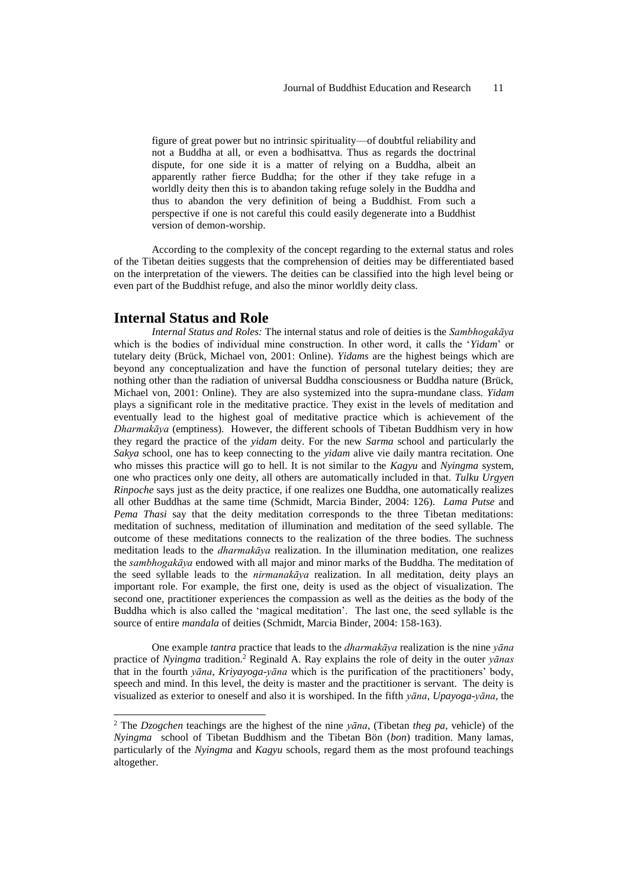figure of great power but no intrinsic spirituality—of doubtful reliability and not a Buddha at all, or even a bodhisattva. Thus as regards the doctrinal dispute, for one side it is a matter of relying on a Buddha, albeit an apparently rather fierce Buddha; for the other if they take refuge in a worldly deity then this is to abandon taking refuge solely in the Buddha and thus to abandon the very definition of being a Buddhist. From such a perspective if one is not careful this could easily degenerate into a Buddhist version of demon-worship.

According to the complexity of the concept regarding to the external status and roles of the Tibetan deities suggests that the comprehension of deities may be differentiated based on the interpretation of the viewers. The deities can be classified into the high level being or even part of the Buddhist refuge, and also the minor worldly deity class.

## Internal Status and Role

*Internal Status and Roles:* The internal status and role of deities is the *Sambhogakāya* which is the bodies of individual mine construction. In other word, it calls the '*Yidam*' or tutelary deity (Brück, Michael von, 2001: Online). *Yidams* are the highest beings which are beyond any conceptualization and have the function of personal tutelary deities; they are nothing other than the radiation of universal Buddha consciousness or Buddha nature (Brück, Michael von, 2001: Online). They are also systemized into the supra-mundane class. *Yidam* plays a significant role in the meditative practice. They exist in the levels of meditation and eventually lead to the highest goal of meditative practice which is achievement of the *Dharmakāya* (emptiness). However, the different schools of Tibetan Buddhism very in how they regard the practice of the *yidam* deity. For the new *Sarma* school and particularly the *Sakya* school, one has to keep connecting to the *yidam* alive vie daily mantra recitation. One who misses this practice will go to hell. It is not similar to the *Kagyu* and *Nyingma* system, one who practices only one deity, all others are automatically included in that. *Tulku Urgyen Rinpoche* says just as the deity practice, if one realizes one Buddha, one automatically realizes all other Buddhas at the same time (Schmidt, Marcia Binder, 2004: 126). *Lama Putse* and *Pema Thasi* say that the deity meditation corresponds to the three Tibetan meditations: meditation of suchness, meditation of illumination and meditation of the seed syllable. The outcome of these meditations connects to the realization of the three bodies. The suchness meditation leads to the *dharmakāya* realization. In the illumination meditation, one realizes the *sambhogakāya* endowed with all major and minor marks of the Buddha. The meditation of the seed syllable leads to the *nirmanakāya* realization. In all meditation, deity plays an important role. For example, the first one, deity is used as the object of visualization. The second one, practitioner experiences the compassion as well as the deities as the body of the Buddha which is also called the 'magical meditation'. The last one, the seed syllable is the source of entire *mandala* of deities (Schmidt, Marcia Binder, 2004: 158-163).

One example *tantra* practice that leads to the *dharmakāya* realization is the nine *yāna* practice of *Nyingma* tradition.[2] Reginald A. Ray explains the role of deity in the outer *yānas* that in the fourth *yāna*, *Kriyayoga-yāna* which is the purification of the practitioners' body, speech and mind. In this level, the deity is master and the practitioner is servant. The deity is visualized as exterior to oneself and also it is worshiped. In the fifth *yāna*, *Upayoga-yāna*, the

[2] The *Dzogchen* teachings are the highest of the nine *yāna*, (Tibetan *theg pa*, vehicle) of the *Nyingma* school of Tibetan Buddhism and the Tibetan Bön (*bon*) tradition. Many lamas, particularly of the *Nyingma* and *Kagyu* schools, regard them as the most profound teachings altogether.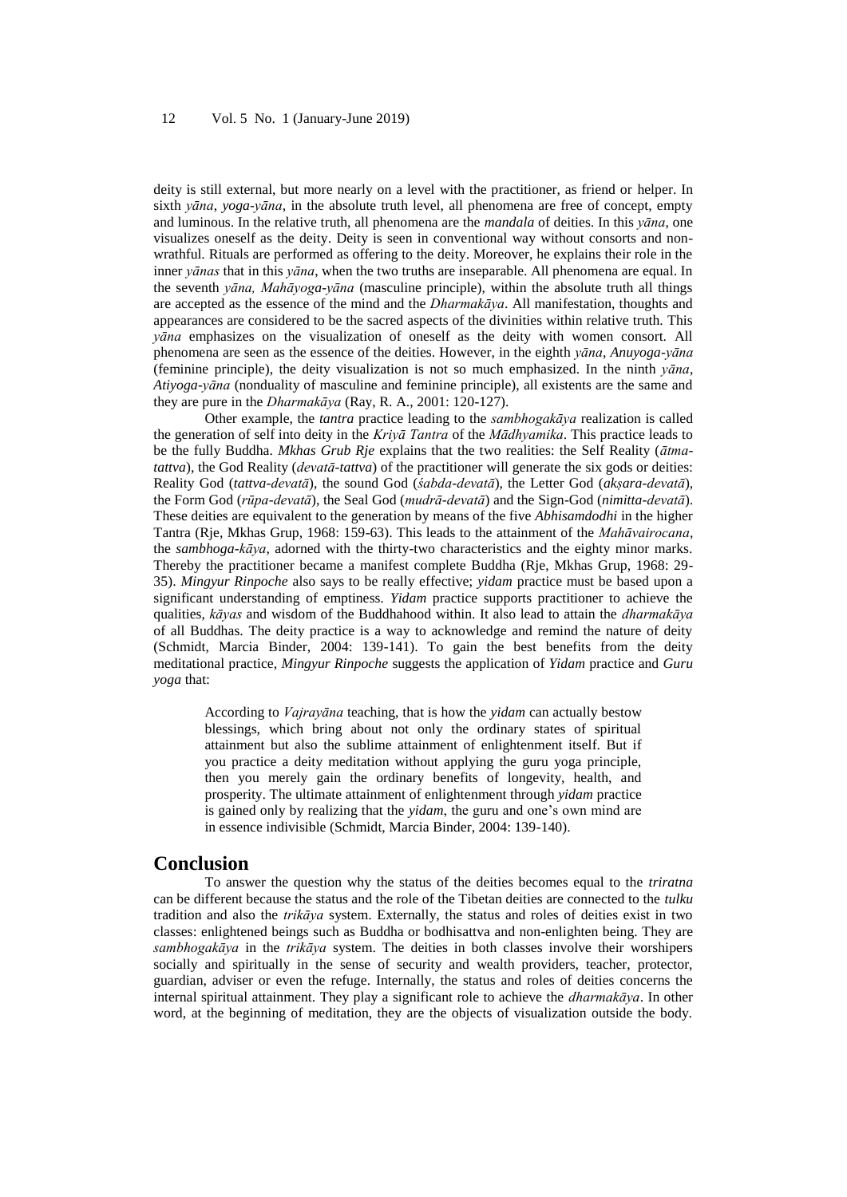deity is still external, but more nearly on a level with the practitioner, as friend or helper. In sixth *yāna*, *yoga-yāna*, in the absolute truth level, all phenomena are free of concept, empty and luminous. In the relative truth, all phenomena are the *mandala* of deities. In this *yāna*, one visualizes oneself as the deity. Deity is seen in conventional way without consorts and non-wrathful. Rituals are performed as offering to the deity. Moreover, he explains their role in the inner *yānas* that in this *yāna*, when the two truths are inseparable. All phenomena are equal. In the seventh *yāna, Mahāyoga-yāna* (masculine principle), within the absolute truth all things are accepted as the essence of the mind and the *Dharmakāya*. All manifestation, thoughts and appearances are considered to be the sacred aspects of the divinities within relative truth. This *yāna* emphasizes on the visualization of oneself as the deity with women consort. All phenomena are seen as the essence of the deities. However, in the eighth *yāna*, *Anuyoga-yāna* (feminine principle), the deity visualization is not so much emphasized. In the ninth *yāna*, *Atiyoga-yāna* (nonduality of masculine and feminine principle), all existents are the same and they are pure in the *Dharmakāya* (Ray, R. A., 2001: 120-127).

Other example, the *tantra* practice leading to the *sambhogakāya* realization is called the generation of self into deity in the *Kriyā Tantra* of the *Mādhyamika*. This practice leads to be the fully Buddha. *Mkhas Grub Rje* explains that the two realities: the Self Reality (*ātma-tattva*), the God Reality (*devatā-tattva*) of the practitioner will generate the six gods or deities: Reality God (*tattva-devatā*), the sound God (*śabda-devatā*), the Letter God (*akṣara-devatā*), the Form God (*rūpa-devatā*), the Seal God (*mudrā-devatā*) and the Sign-God (*nimitta-devatā*). These deities are equivalent to the generation by means of the five *Abhisamdodhi* in the higher Tantra (Rje, Mkhas Grup, 1968: 159-63). This leads to the attainment of the *Mahāvairocana*, the *sambhoga-kāya*, adorned with the thirty-two characteristics and the eighty minor marks. Thereby the practitioner became a manifest complete Buddha (Rje, Mkhas Grup, 1968: 29-35). *Mingyur Rinpoche* also says to be really effective; *yidam* practice must be based upon a significant understanding of emptiness. *Yidam* practice supports practitioner to achieve the qualities, *kāyas* and wisdom of the Buddhahood within. It also lead to attain the *dharmakāya* of all Buddhas. The deity practice is a way to acknowledge and remind the nature of deity (Schmidt, Marcia Binder, 2004: 139-141). To gain the best benefits from the deity meditational practice, *Mingyur Rinpoche* suggests the application of *Yidam* practice and *Guru yoga* that:

> According to *Vajrayāna* teaching, that is how the *yidam* can actually bestow blessings, which bring about not only the ordinary states of spiritual attainment but also the sublime attainment of enlightenment itself. But if you practice a deity meditation without applying the guru yoga principle, then you merely gain the ordinary benefits of longevity, health, and prosperity. The ultimate attainment of enlightenment through *yidam* practice is gained only by realizing that the *yidam*, the guru and one's own mind are in essence indivisible (Schmidt, Marcia Binder, 2004: 139-140).

## Conclusion

To answer the question why the status of the deities becomes equal to the *triratna* can be different because the status and the role of the Tibetan deities are connected to the *tulku* tradition and also the *trikāya* system. Externally, the status and roles of deities exist in two classes: enlightened beings such as Buddha or bodhisattva and non-enlighten being. They are *sambhogakāya* in the *trikāya* system. The deities in both classes involve their worshipers socially and spiritually in the sense of security and wealth providers, teacher, protector, guardian, adviser or even the refuge. Internally, the status and roles of deities concerns the internal spiritual attainment. They play a significant role to achieve the *dharmakāya*. In other word, at the beginning of meditation, they are the objects of visualization outside the body.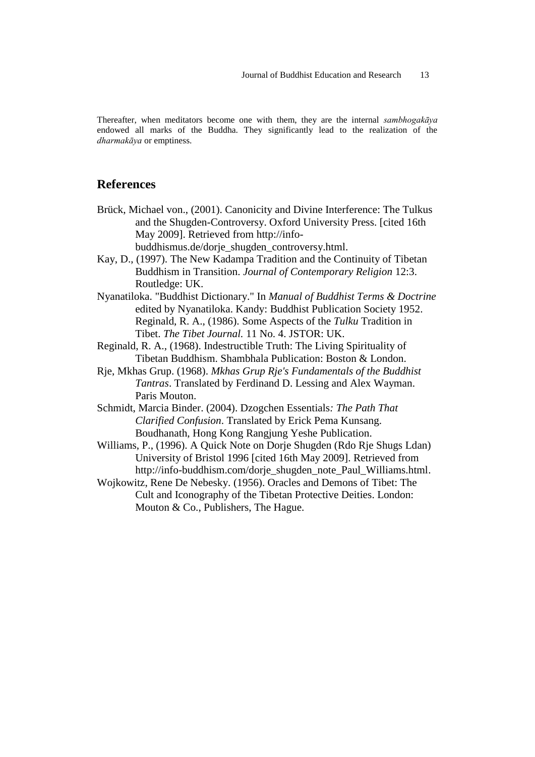Thereafter, when meditators become one with them, they are the internal *sambhogakāya* endowed all marks of the Buddha. They significantly lead to the realization of the *dharmakāya* or emptiness.

## References

Brück, Michael von., (2001). Canonicity and Divine Interference: The Tulkus and the Shugden-Controversy. Oxford University Press. [cited 16th May 2009]. Retrieved from http://info-buddhismus.de/dorje_shugden_controversy.html.

Kay, D., (1997). The New Kadampa Tradition and the Continuity of Tibetan Buddhism in Transition. *Journal of Contemporary Religion* 12:3. Routledge: UK.

Nyanatiloka. "Buddhist Dictionary." In *Manual of Buddhist Terms & Doctrine* edited by Nyanatiloka. Kandy: Buddhist Publication Society 1952. Reginald, R. A., (1986). Some Aspects of the *Tulku* Tradition in Tibet. *The Tibet Journal.* 11 No. 4. JSTOR: UK.

Reginald, R. A., (1968). Indestructible Truth: The Living Spirituality of Tibetan Buddhism. Shambhala Publication: Boston & London.

Rje, Mkhas Grup. (1968). *Mkhas Grup Rje's Fundamentals of the Buddhist Tantras*. Translated by Ferdinand D. Lessing and Alex Wayman. Paris Mouton.

Schmidt, Marcia Binder. (2004). Dzogchen Essentials*: The Path That Clarified Confusion*. Translated by Erick Pema Kunsang. Boudhanath, Hong Kong Rangjung Yeshe Publication.

Williams, P., (1996). A Quick Note on Dorje Shugden (Rdo Rje Shugs Ldan) University of Bristol 1996 [cited 16th May 2009]. Retrieved from http://info-buddhism.com/dorje_shugden_note_Paul_Williams.html.

Wojkowitz, Rene De Nebesky. (1956). Oracles and Demons of Tibet: The Cult and Iconography of the Tibetan Protective Deities. London: Mouton & Co., Publishers, The Hague.